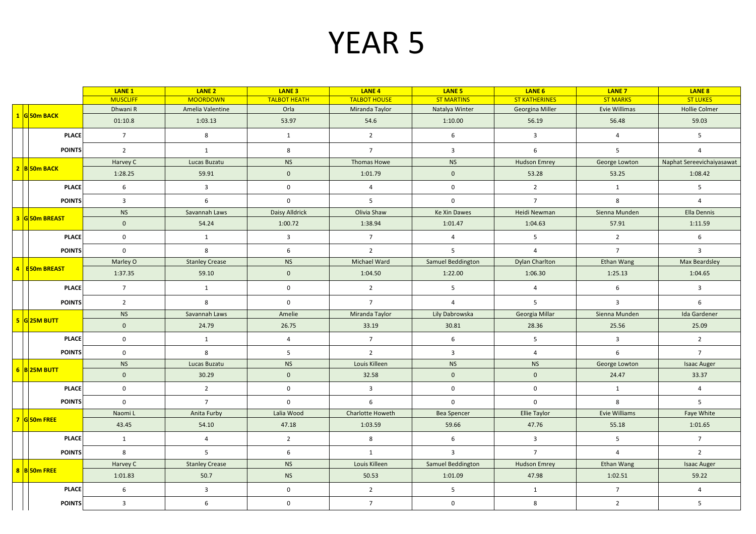# YEAR 5

| | | LANE 1 | LANE 2 | LANE 3 | LANE 4 | LANE 5 | LANE 6 | LANE 7 | LANE 8 |
|---|---|---|---|---|---|---|---|---|---|
| | | MUSCLIFF | MOORDOWN | TALBOT HEATH | TALBOT HOUSE | ST MARTINS | ST KATHERINES | ST MARKS | ST LUKES |
| 1 | G 50m BACK | Dhwani R | Amelia Valentine | Orla | Miranda Taylor | Natalya Winter | Georgina Miller | Evie Willimas | Hollie Colmer |
| | | 01:10.8 | 1:03.13 | 53.97 | 54.6 | 1:10.00 | 56.19 | 56.48 | 59.03 |
| | PLACE | 7 | 8 | 1 | 2 | 6 | 3 | 4 | 5 |
| | POINTS | 2 | 1 | 8 | 7 | 3 | 6 | 5 | 4 |
| 2 | B 50m BACK | Harvey C | Lucas Buzatu | NS | Thomas Howe | NS | Hudson Emrey | George Lowton | Naphat Sereevichaiyasawat |
| | | 1:28.25 | 59.91 | 0 | 1:01.79 | 0 | 53.28 | 53.25 | 1:08.42 |
| | PLACE | 6 | 3 | 0 | 4 | 0 | 2 | 1 | 5 |
| | POINTS | 3 | 6 | 0 | 5 | 0 | 7 | 8 | 4 |
| 3 | G 50m BREAST | NS | Savannah Laws | Daisy Alldrick | Olivia Shaw | Ke Xin Dawes | Heidi Newman | Sienna Munden | Ella Dennis |
| | | 0 | 54.24 | 1:00.72 | 1:38.94 | 1:01.47 | 1:04.63 | 57.91 | 1:11.59 |
| | PLACE | 0 | 1 | 3 | 7 | 4 | 5 | 2 | 6 |
| | POINTS | 0 | 8 | 6 | 2 | 5 | 4 | 7 | 3 |
| 4 | E 50m BREAST | Marley O | Stanley Crease | NS | Michael Ward | Samuel Beddington | Dylan Charlton | Ethan Wang | Max Beardsley |
| | | 1:37.35 | 59.10 | 0 | 1:04.50 | 1:22.00 | 1:06.30 | 1:25.13 | 1:04.65 |
| | PLACE | 7 | 1 | 0 | 2 | 5 | 4 | 6 | 3 |
| | POINTS | 2 | 8 | 0 | 7 | 4 | 5 | 3 | 6 |
| 5 | G 25M BUTT | NS | Savannah Laws | Amelie | Miranda Taylor | Lily Dabrowska | Georgia Millar | Sienna Munden | Ida Gardener |
| | | 0 | 24.79 | 26.75 | 33.19 | 30.81 | 28.36 | 25.56 | 25.09 |
| | PLACE | 0 | 1 | 4 | 7 | 6 | 5 | 3 | 2 |
| | POINTS | 0 | 8 | 5 | 2 | 3 | 4 | 6 | 7 |
| 6 | B 25M BUTT | NS | Lucas Buzatu | NS | Louis Killeen | NS | NS | George Lowton | Isaac Auger |
| | | 0 | 30.29 | 0 | 32.58 | 0 | 0 | 24.47 | 33.37 |
| | PLACE | 0 | 2 | 0 | 3 | 0 | 0 | 1 | 4 |
| | POINTS | 0 | 7 | 0 | 6 | 0 | 0 | 8 | 5 |
| 7 | G 50m FREE | Naomi L | Anita Furby | Lalia Wood | Charlotte Howeth | Bea Spencer | Ellie Taylor | Evie Williams | Faye White |
| | | 43.45 | 54.10 | 47.18 | 1:03.59 | 59.66 | 47.76 | 55.18 | 1:01.65 |
| | PLACE | 1 | 4 | 2 | 8 | 6 | 3 | 5 | 7 |
| | POINTS | 8 | 5 | 6 | 1 | 3 | 7 | 4 | 2 |
| 8 | B 50m FREE | Harvey C | Stanley Crease | NS | Louis Killeen | Samuel Beddington | Hudson Emrey | Ethan Wang | Isaac Auger |
| | | 1:01.83 | 50.7 | NS | 50.53 | 1:01.09 | 47.98 | 1:02.51 | 59.22 |
| | PLACE | 6 | 3 | 0 | 2 | 5 | 1 | 7 | 4 |
| | POINTS | 3 | 6 | 0 | 7 | 0 | 8 | 2 | 5 |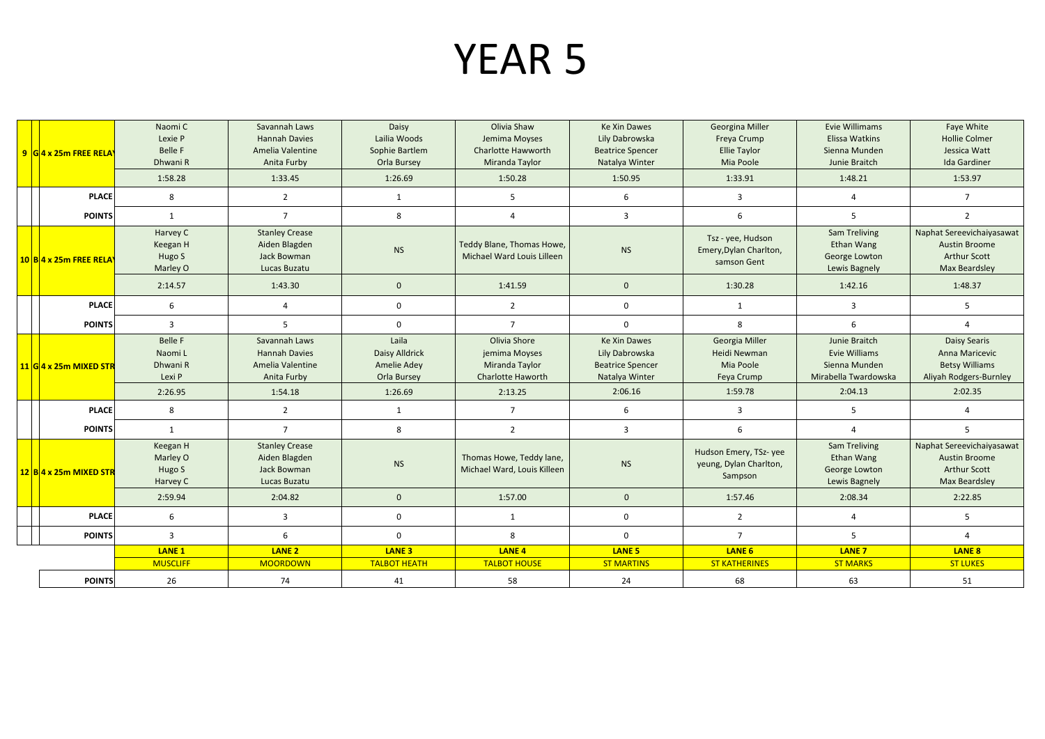# YEAR 5

| | | | | | | | | | |
|---|---|---|---|---|---|---|---|---|---|
| 9 | G 4 x 25m FREE RELAY | Naomi C<br>Lexie P<br>Belle F<br>Dhwani R | Savannah Laws<br>Hannah Davies<br>Amelia Valentine<br>Anita Furby | Daisy<br>Lailia Woods<br>Sophie Bartlem<br>Orla Bursey | Olivia Shaw<br>Jemima Moyses<br>Charlotte Hawworth<br>Miranda Taylor | Ke Xin Dawes<br>Lily Dabrowska<br>Beatrice Spencer<br>Natalya Winter | Georgina Miller<br>Freya Crump<br>Ellie Taylor<br>Mia Poole | Evie Willimams<br>Elissa Watkins<br>Sienna Munden<br>Junie Braitch | Faye White<br>Hollie Colmer<br>Jessica Watt<br>Ida Gardiner |
| | | 1:58.28 | 1:33.45 | 1:26.69 | 1:50.28 | 1:50.95 | 1:33.91 | 1:48.21 | 1:53.97 |
| | PLACE | 8 | 2 | 1 | 5 | 6 | 3 | 4 | 7 |
| | POINTS | 1 | 7 | 8 | 4 | 3 | 6 | 5 | 2 |
| 10 | B 4 x 25m FREE RELAY | Harvey C<br>Keegan H<br>Hugo S<br>Marley O | Stanley Crease<br>Aiden Blagden<br>Jack Bowman<br>Lucas Buzatu | NS | Teddy Blane, Thomas Howe, Michael Ward Louis Lilleen | NS | Tsz - yee, Hudson Emery,Dylan Charlton, samson Gent | Sam Treliving<br>Ethan Wang<br>George Lowton<br>Lewis Bagnely | Naphat Sereevichaiyasawat<br>Austin Broome<br>Arthur Scott<br>Max Beardsley |
| | | 2:14.57 | 1:43.30 | 0 | 1:41.59 | 0 | 1:30.28 | 1:42.16 | 1:48.37 |
| | PLACE | 6 | 4 | 0 | 2 | 0 | 1 | 3 | 5 |
| | POINTS | 3 | 5 | 0 | 7 | 0 | 8 | 6 | 4 |
| 11 | G 4 x 25m MIXED STR | Belle F<br>Naomi L<br>Dhwani R<br>Lexi P | Savannah Laws<br>Hannah Davies<br>Amelia Valentine<br>Anita Furby | Laila<br>Daisy Alldrick<br>Amelie Adey<br>Orla Bursey | Olivia Shore<br>jemima Moyses<br>Miranda Taylor<br>Charlotte Haworth | Ke Xin Dawes<br>Lily Dabrowska<br>Beatrice Spencer<br>Natalya Winter | Georgia Miller<br>Heidi Newman<br>Mia Poole<br>Feya Crump | Junie Braitch<br>Evie Williams<br>Sienna Munden<br>Mirabella Twardowska | Daisy Searis<br>Anna Maricevic<br>Betsy Williams<br>Aliyah Rodgers-Burnley |
| | | 2:26.95 | 1:54.18 | 1:26.69 | 2:13.25 | 2:06.16 | 1:59.78 | 2:04.13 | 2:02.35 |
| | PLACE | 8 | 2 | 1 | 7 | 6 | 3 | 5 | 4 |
| | POINTS | 1 | 7 | 8 | 2 | 3 | 6 | 4 | 5 |
| 12 | B 4 x 25m MIXED STR | Keegan H<br>Marley O<br>Hugo S<br>Harvey C | Stanley Crease<br>Aiden Blagden<br>Jack Bowman<br>Lucas Buzatu | NS | Thomas Howe, Teddy lane, Michael Ward, Louis Killeen | NS | Hudson Emery, TSz- yee yeung, Dylan Charlton, Sampson | Sam Treliving<br>Ethan Wang<br>George Lowton<br>Lewis Bagnely | Naphat Sereevichaiyasawat<br>Austin Broome<br>Arthur Scott<br>Max Beardsley |
| | | 2:59.94 | 2:04.82 | 0 | 1:57.00 | 0 | 1:57.46 | 2:08.34 | 2:22.85 |
| | PLACE | 6 | 3 | 0 | 1 | 0 | 2 | 4 | 5 |
| | POINTS | 3 | 6 | 0 | 8 | 0 | 7 | 5 | 4 |
| | | LANE 1 | LANE 2 | LANE 3 | LANE 4 | LANE 5 | LANE 6 | LANE 7 | LANE 8 |
| | | MUSCLIFF | MOORDOWN | TALBOT HEATH | TALBOT HOUSE | ST MARTINS | ST KATHERINES | ST MARKS | ST LUKES |
| | POINTS | 26 | 74 | 41 | 58 | 24 | 68 | 63 | 51 |